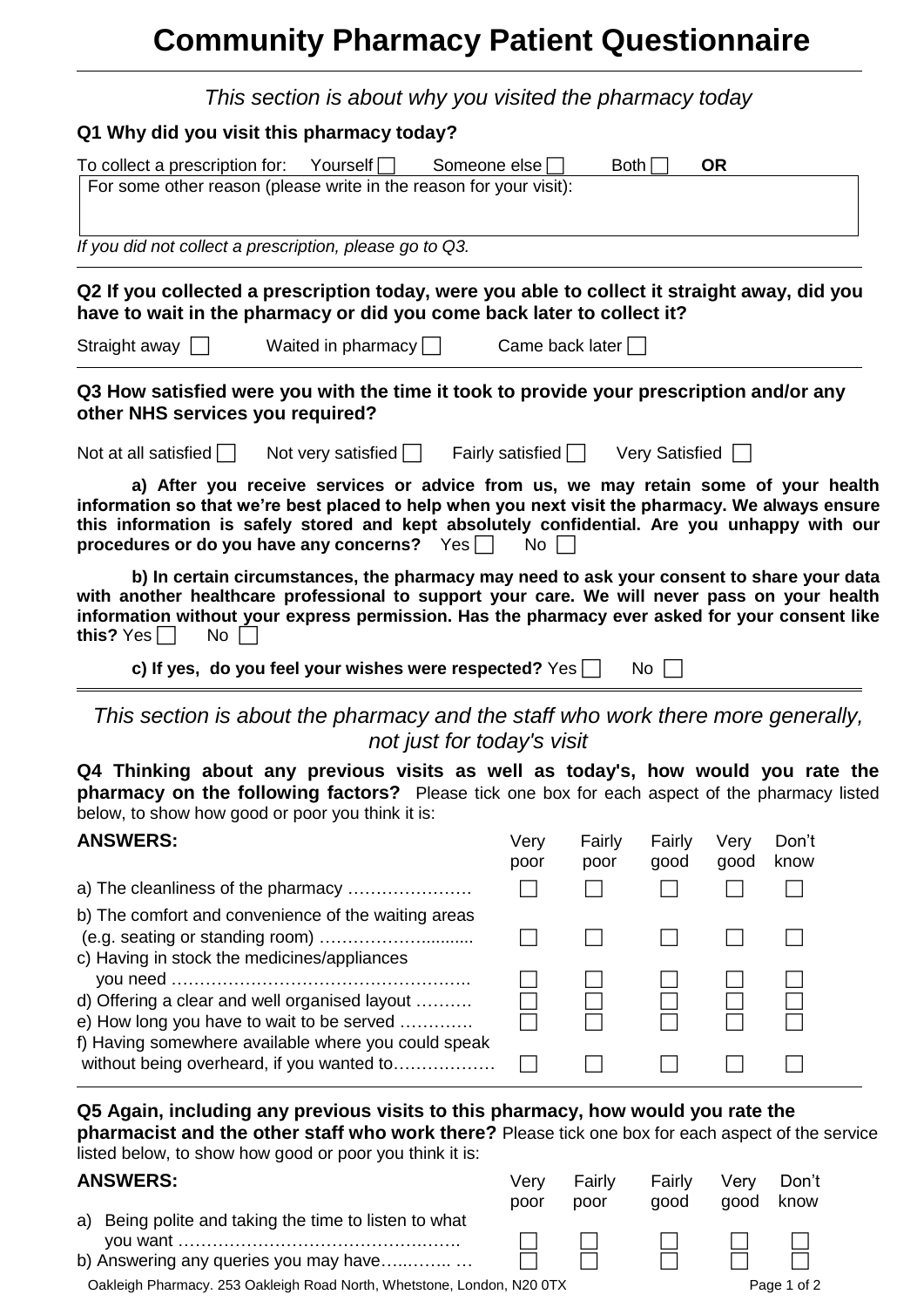# Community Pharmacy Patient Questionnaire

*This section is about why you visited the pharmacy today*

**Q1 Why did you visit this pharmacy today?**

To collect a prescription for: Yourself ☐ Someone else ☐ Both ☐ **OR**

For some other reason (please write in the reason for your visit):

*If you did not collect a prescription, please go to Q3.*

**Q2 If you collected a prescription today, were you able to collect it straight away, did you have to wait in the pharmacy or did you come back later to collect it?**

Straight away ☐ Waited in pharmacy ☐ Came back later ☐

**Q3 How satisfied were you with the time it took to provide your prescription and/or any other NHS services you required?**

Not at all satisfied ☐ Not very satisfied ☐ Fairly satisfied ☐ Very Satisfied ☐

**a) After you receive services or advice from us, we may retain some of your health information so that we're best placed to help when you next visit the pharmacy. We always ensure this information is safely stored and kept absolutely confidential. Are you unhappy with our procedures or do you have any concerns?** Yes ☐ No ☐

**b) In certain circumstances, the pharmacy may need to ask your consent to share your data with another healthcare professional to support your care. We will never pass on your health information without your express permission. Has the pharmacy ever asked for your consent like this?** Yes ☐ No ☐

**c) If yes, do you feel your wishes were respected?** Yes ☐ No ☐

*This section is about the pharmacy and the staff who work there more generally, not just for today's visit*

**Q4 Thinking about any previous visits as well as today's, how would you rate the pharmacy on the following factors?** Please tick one box for each aspect of the pharmacy listed below, to show how good or poor you think it is:

| ANSWERS: | Very poor | Fairly poor | Fairly good | Very good | Don't know |
|---|---|---|---|---|---|
| a) The cleanliness of the pharmacy …………………. | ☐ | ☐ | ☐ | ☐ | ☐ |
| b) The comfort and convenience of the waiting areas (e.g. seating or standing room) ………………......... | ☐ | ☐ | ☐ | ☐ | ☐ |
| c) Having in stock the medicines/appliances you need …………………………………………….. | ☐ | ☐ | ☐ | ☐ | ☐ |
| d) Offering a clear and well organised layout ………. | ☐ | ☐ | ☐ | ☐ | ☐ |
| e) How long you have to wait to be served …………. | ☐ | ☐ | ☐ | ☐ | ☐ |
| f) Having somewhere available where you could speak without being overheard, if you wanted to……………… | ☐ | ☐ | ☐ | ☐ | ☐ |

**Q5 Again, including any previous visits to this pharmacy, how would you rate the pharmacist and the other staff who work there?** Please tick one box for each aspect of the service listed below, to show how good or poor you think it is:

| ANSWERS: | Very poor | Fairly poor | Fairly good | Very good | Don't know |
|---|---|---|---|---|---|
| a) Being polite and taking the time to listen to what you want ……………………………………………. | ☐ | ☐ | ☐ | ☐ | ☐ |
| b) Answering any queries you may have….…….. … | ☐ | ☐ | ☐ | ☐ | ☐ |

Oakleigh Pharmacy. 253 Oakleigh Road North, Whetstone, London, N20 0TX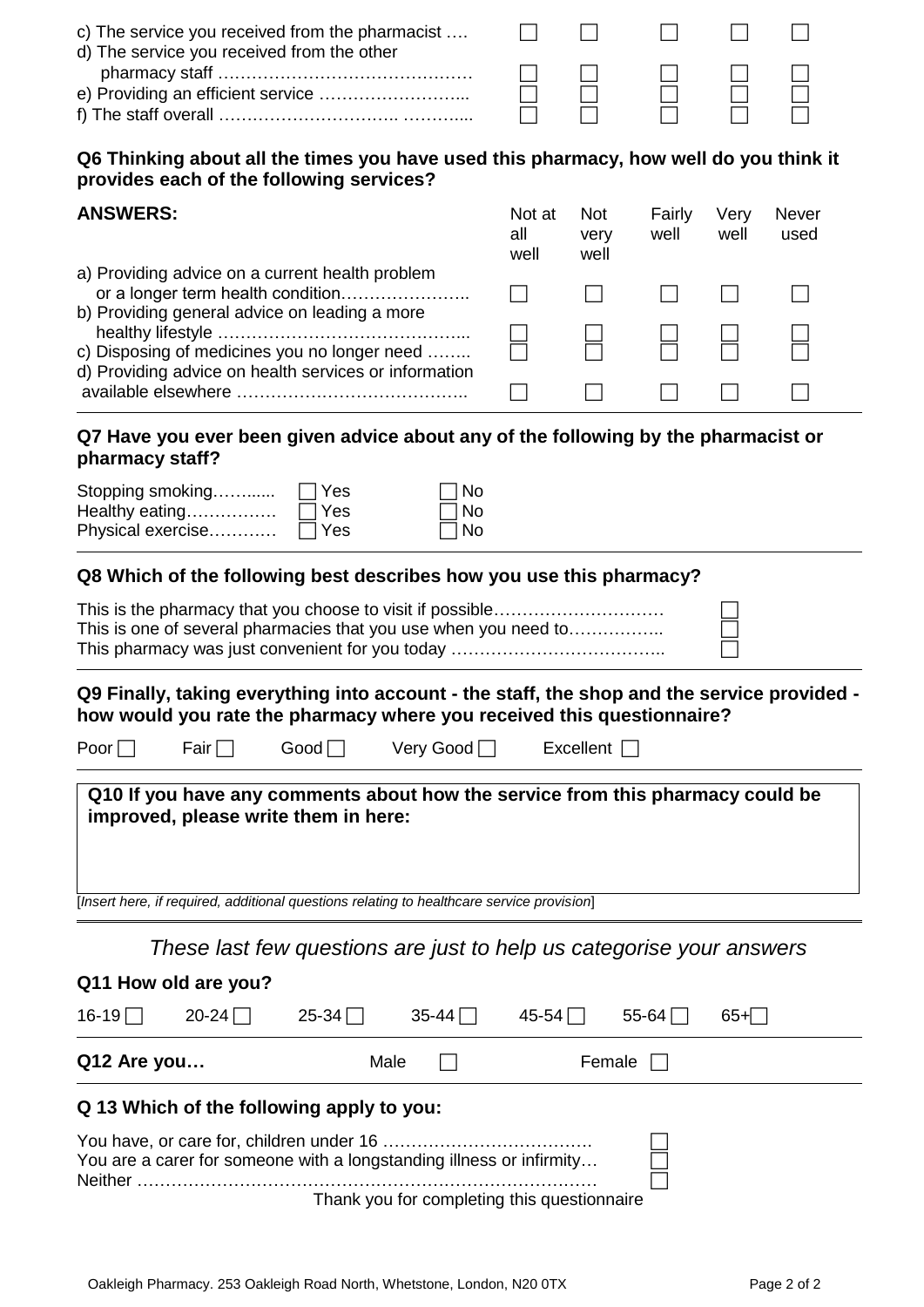| | | | | | |
|---|---|---|---|---|---|
| c) The service you received from the pharmacist …. | ☐ | ☐ | ☐ | ☐ | ☐ |
| d) The service you received from the other pharmacy staff ……………………………………… | ☐ | ☐ | ☐ | ☐ | ☐ |
| e) Providing an efficient service ……………………... | ☐ | ☐ | ☐ | ☐ | ☐ |
| f) The staff overall ………………………….. ……….... | ☐ | ☐ | ☐ | ☐ | ☐ |

**Q6 Thinking about all the times you have used this pharmacy, how well do you think it provides each of the following services?**

| **ANSWERS:** | Not at all well | Not very well | Fairly well | Very well | Never used |
|---|---|---|---|---|---|
| a) Providing advice on a current health problem or a longer term health condition………………….. | ☐ | ☐ | ☐ | ☐ | ☐ |
| b) Providing general advice on leading a more healthy lifestyle ……………………………………... | ☐ | ☐ | ☐ | ☐ | ☐ |
| c) Disposing of medicines you no longer need …….. | ☐ | ☐ | ☐ | ☐ | ☐ |
| d) Providing advice on health services or information available elsewhere ………………………………….. | ☐ | ☐ | ☐ | ☐ | ☐ |

**Q7 Have you ever been given advice about any of the following by the pharmacist or pharmacy staff?**

| | | |
|---|---|---|
| Stopping smoking……..... | ☐ Yes | ☐ No |
| Healthy eating……………. | ☐ Yes | ☐ No |
| Physical exercise………… | ☐ Yes | ☐ No |

**Q8 Which of the following best describes how you use this pharmacy?**

This is the pharmacy that you choose to visit if possible………………………… ☐
This is one of several pharmacies that you use when you need to…………….. ☐
This pharmacy was just convenient for you today ……………………………….. ☐

**Q9 Finally, taking everything into account - the staff, the shop and the service provided - how would you rate the pharmacy where you received this questionnaire?**

Poor ☐ Fair ☐ Good ☐ Very Good ☐ Excellent ☐

**Q10 If you have any comments about how the service from this pharmacy could be improved, please write them in here:**

[*Insert here, if required, additional questions relating to healthcare service provision*]

*These last few questions are just to help us categorise your answers*

**Q11 How old are you?**

16-19 ☐ 20-24 ☐ 25-34 ☐ 35-44 ☐ 45-54 ☐ 55-64 ☐ 65+☐

**Q12 Are you…** Male ☐ Female ☐

**Q 13 Which of the following apply to you:**

You have, or care for, children under 16 ………………………………. ☐
You are a carer for someone with a longstanding illness or infirmity… ☐
Neither ……………………………………………………………………… ☐

Thank you for completing this questionnaire

Oakleigh Pharmacy. 253 Oakleigh Road North, Whetstone, London, N20 0TX